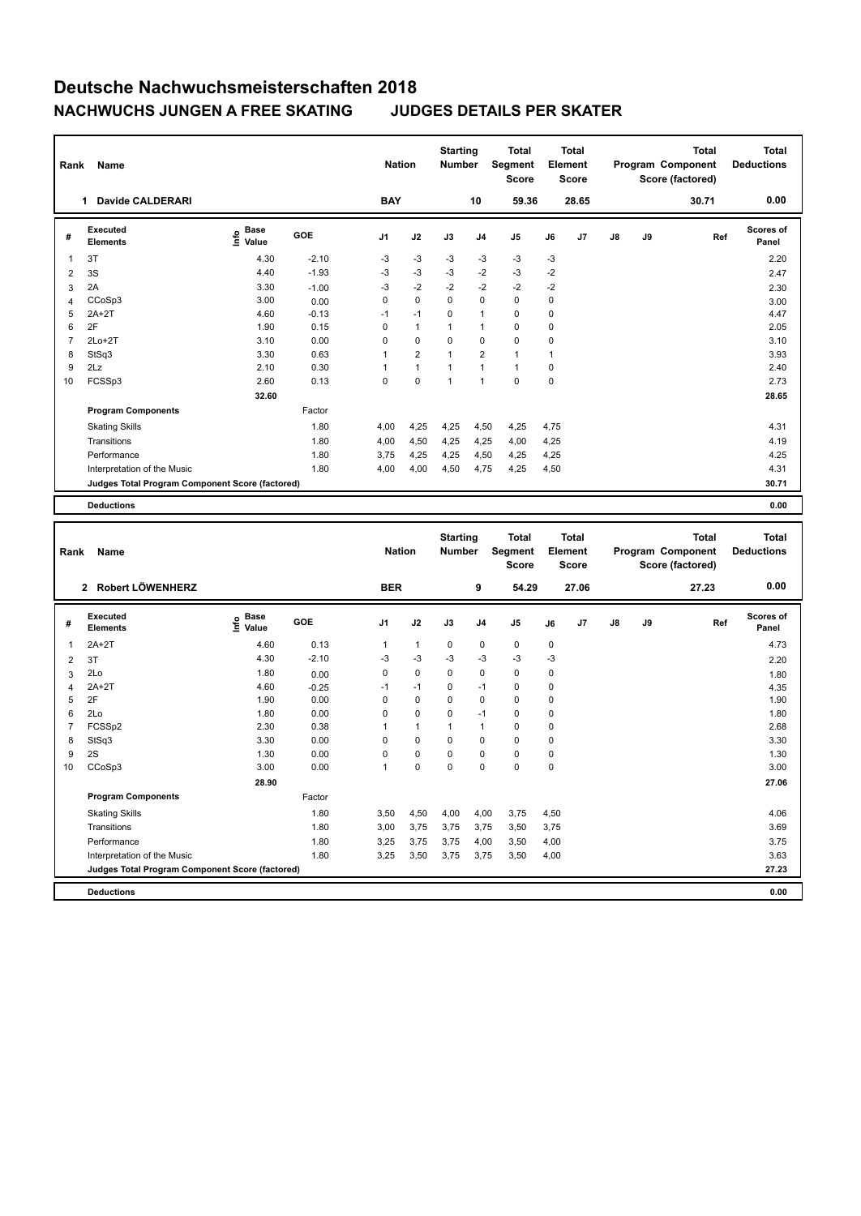# Deutsche Nachwuchsmeisterschaften 2018

## NACHWUCHS JUNGEN A FREE SKATING JUDGES DETAILS PER SKATER

| Rank | Name | Nation | Starting Number | Total Segment Score | Total Element Score | Total Program Component Score (factored) | Total Deductions |
|---|---|---|---|---|---|---|---|
| 1 | Davide CALDERARI | BAY | 10 | 59.36 | 28.65 | 30.71 | 0.00 |

| # | Executed Elements | Info | Base Value | GOE | J1 | J2 | J3 | J4 | J5 | J6 | J7 | J8 | J9 | Ref | Scores of Panel |
|---|---|---|---|---|---|---|---|---|---|---|---|---|---|---|---|
| 1 | 3T | | 4.30 | -2.10 | -3 | -3 | -3 | -3 | -3 | -3 | | | | | 2.20 |
| 2 | 3S | | 4.40 | -1.93 | -3 | -3 | -3 | -2 | -3 | -2 | | | | | 2.47 |
| 3 | 2A | | 3.30 | -1.00 | -3 | -2 | -2 | -2 | -2 | -2 | | | | | 2.30 |
| 4 | CCoSp3 | | 3.00 | 0.00 | 0 | 0 | 0 | 0 | 0 | 0 | | | | | 3.00 |
| 5 | 2A+2T | | 4.60 | -0.13 | -1 | -1 | 0 | 1 | 0 | 0 | | | | | 4.47 |
| 6 | 2F | | 1.90 | 0.15 | 0 | 1 | 1 | 1 | 0 | 0 | | | | | 2.05 |
| 7 | 2Lo+2T | | 3.10 | 0.00 | 0 | 0 | 0 | 0 | 0 | 0 | | | | | 3.10 |
| 8 | StSq3 | | 3.30 | 0.63 | 1 | 2 | 1 | 2 | 1 | 1 | | | | | 3.93 |
| 9 | 2Lz | | 2.10 | 0.30 | 1 | 1 | 1 | 1 | 1 | 0 | | | | | 2.40 |
| 10 | FCSSp3 | | 2.60 | 0.13 | 0 | 0 | 1 | 1 | 0 | 0 | | | | | 2.73 |
| | | | 32.60 | | | | | | | | | | | | 28.65 |
| | **Program Components** | | | Factor | | | | | | | | | | | |
| | Skating Skills | | | 1.80 | 4,00 | 4,25 | 4,25 | 4,50 | 4,25 | 4,75 | | | | | 4.31 |
| | Transitions | | | 1.80 | 4,00 | 4,50 | 4,25 | 4,25 | 4,00 | 4,25 | | | | | 4.19 |
| | Performance | | | 1.80 | 3,75 | 4,25 | 4,25 | 4,50 | 4,25 | 4,25 | | | | | 4.25 |
| | Interpretation of the Music | | | 1.80 | 4,00 | 4,00 | 4,50 | 4,75 | 4,25 | 4,50 | | | | | 4.31 |
| | **Judges Total Program Component Score (factored)** | | | | | | | | | | | | | | 30.71 |
| | **Deductions** | | | | | | | | | | | | | | 0.00 |

| Rank | Name | Nation | Starting Number | Total Segment Score | Total Element Score | Total Program Component Score (factored) | Total Deductions |
|---|---|---|---|---|---|---|---|
| 2 | Robert LÖWENHERZ | BER | 9 | 54.29 | 27.06 | 27.23 | 0.00 |

| # | Executed Elements | Info | Base Value | GOE | J1 | J2 | J3 | J4 | J5 | J6 | J7 | J8 | J9 | Ref | Scores of Panel |
|---|---|---|---|---|---|---|---|---|---|---|---|---|---|---|---|
| 1 | 2A+2T | | 4.60 | 0.13 | 1 | 1 | 0 | 0 | 0 | 0 | | | | | 4.73 |
| 2 | 3T | | 4.30 | -2.10 | -3 | -3 | -3 | -3 | -3 | -3 | | | | | 2.20 |
| 3 | 2Lo | | 1.80 | 0.00 | 0 | 0 | 0 | 0 | 0 | 0 | | | | | 1.80 |
| 4 | 2A+2T | | 4.60 | -0.25 | -1 | -1 | 0 | -1 | 0 | 0 | | | | | 4.35 |
| 5 | 2F | | 1.90 | 0.00 | 0 | 0 | 0 | 0 | 0 | 0 | | | | | 1.90 |
| 6 | 2Lo | | 1.80 | 0.00 | 0 | 0 | 0 | -1 | 0 | 0 | | | | | 1.80 |
| 7 | FCSSp2 | | 2.30 | 0.38 | 1 | 1 | 1 | 1 | 0 | 0 | | | | | 2.68 |
| 8 | StSq3 | | 3.30 | 0.00 | 0 | 0 | 0 | 0 | 0 | 0 | | | | | 3.30 |
| 9 | 2S | | 1.30 | 0.00 | 0 | 0 | 0 | 0 | 0 | 0 | | | | | 1.30 |
| 10 | CCoSp3 | | 3.00 | 0.00 | 1 | 0 | 0 | 0 | 0 | 0 | | | | | 3.00 |
| | | | 28.90 | | | | | | | | | | | | 27.06 |
| | **Program Components** | | | Factor | | | | | | | | | | | |
| | Skating Skills | | | 1.80 | 3,50 | 4,50 | 4,00 | 4,00 | 3,75 | 4,50 | | | | | 4.06 |
| | Transitions | | | 1.80 | 3,00 | 3,75 | 3,75 | 3,75 | 3,50 | 3,75 | | | | | 3.69 |
| | Performance | | | 1.80 | 3,25 | 3,75 | 3,75 | 4,00 | 3,50 | 4,00 | | | | | 3.75 |
| | Interpretation of the Music | | | 1.80 | 3,25 | 3,50 | 3,75 | 3,75 | 3,50 | 4,00 | | | | | 3.63 |
| | **Judges Total Program Component Score (factored)** | | | | | | | | | | | | | | 27.23 |
| | **Deductions** | | | | | | | | | | | | | | 0.00 |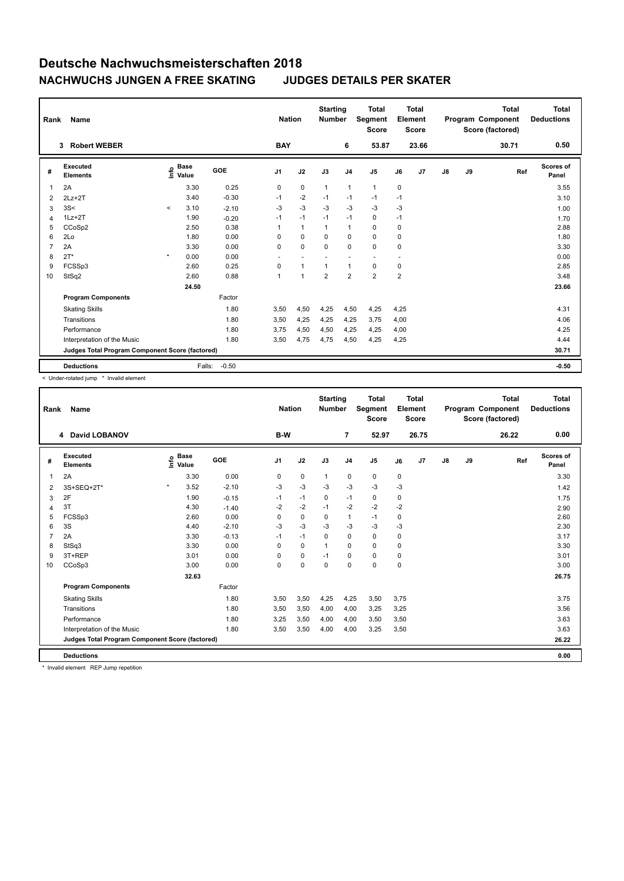# Deutsche Nachwuchsmeisterschaften 2018

## NACHWUCHS JUNGEN A FREE SKATING JUDGES DETAILS PER SKATER

| Rank | Name | Nation | Starting Number | Total Segment Score | Total Element Score | Total Program Component Score (factored) | Total Deductions |
|---|---|---|---|---|---|---|---|
| 3 | Robert WEBER | BAY | 6 | 53.87 | 23.66 | 30.71 | 0.50 |

| # | Executed Elements | Info | Base Value | GOE | J1 | J2 | J3 | J4 | J5 | J6 | J7 | J8 | J9 | Ref | Scores of Panel |
|---|---|---|---|---|---|---|---|---|---|---|---|---|---|---|---|
| 1 | 2A | | 3.30 | 0.25 | 0 | 0 | 1 | 1 | 1 | 0 | | | | | 3.55 |
| 2 | 2Lz+2T | | 3.40 | -0.30 | -1 | -2 | -1 | -1 | -1 | -1 | | | | | 3.10 |
| 3 | 3S< | < | 3.10 | -2.10 | -3 | -3 | -3 | -3 | -3 | -3 | | | | | 1.00 |
| 4 | 1Lz+2T | | 1.90 | -0.20 | -1 | -1 | -1 | -1 | 0 | -1 | | | | | 1.70 |
| 5 | CCoSp2 | | 2.50 | 0.38 | 1 | 1 | 1 | 1 | 0 | 0 | | | | | 2.88 |
| 6 | 2Lo | | 1.80 | 0.00 | 0 | 0 | 0 | 0 | 0 | 0 | | | | | 1.80 |
| 7 | 2A | | 3.30 | 0.00 | 0 | 0 | 0 | 0 | 0 | 0 | | | | | 3.30 |
| 8 | 2T* | * | 0.00 | 0.00 | - | - | - | - | - | - | | | | | 0.00 |
| 9 | FCSSp3 | | 2.60 | 0.25 | 0 | 1 | 1 | 1 | 0 | 0 | | | | | 2.85 |
| 10 | StSq2 | | 2.60 | 0.88 | 1 | 1 | 2 | 2 | 2 | 2 | | | | | 3.48 |
| | | | 24.50 | | | | | | | | | | | | 23.66 |
| | **Program Components** | | | Factor | | | | | | | | | | | |
| | Skating Skills | | | 1.80 | 3,50 | 4,50 | 4,25 | 4,50 | 4,25 | 4,25 | | | | | 4.31 |
| | Transitions | | | 1.80 | 3,50 | 4,25 | 4,25 | 4,25 | 3,75 | 4,00 | | | | | 4.06 |
| | Performance | | | 1.80 | 3,75 | 4,50 | 4,50 | 4,25 | 4,25 | 4,00 | | | | | 4.25 |
| | Interpretation of the Music | | | 1.80 | 3,50 | 4,75 | 4,75 | 4,50 | 4,25 | 4,25 | | | | | 4.44 |
| | **Judges Total Program Component Score (factored)** | | | | | | | | | | | | | | 30.71 |
| | **Deductions** | | Falls: | -0.50 | | | | | | | | | | | -0.50 |

< Under-rotated jump * Invalid element

| Rank | Name | Nation | Starting Number | Total Segment Score | Total Element Score | Total Program Component Score (factored) | Total Deductions |
|---|---|---|---|---|---|---|---|
| 4 | David LOBANOV | B-W | 7 | 52.97 | 26.75 | 26.22 | 0.00 |

| # | Executed Elements | Info | Base Value | GOE | J1 | J2 | J3 | J4 | J5 | J6 | J7 | J8 | J9 | Ref | Scores of Panel |
|---|---|---|---|---|---|---|---|---|---|---|---|---|---|---|---|
| 1 | 2A | | 3.30 | 0.00 | 0 | 0 | 1 | 0 | 0 | 0 | | | | | 3.30 |
| 2 | 3S+SEQ+2T* | * | 3.52 | -2.10 | -3 | -3 | -3 | -3 | -3 | -3 | | | | | 1.42 |
| 3 | 2F | | 1.90 | -0.15 | -1 | -1 | 0 | -1 | 0 | 0 | | | | | 1.75 |
| 4 | 3T | | 4.30 | -1.40 | -2 | -2 | -1 | -2 | -2 | -2 | | | | | 2.90 |
| 5 | FCSSp3 | | 2.60 | 0.00 | 0 | 0 | 0 | 1 | -1 | 0 | | | | | 2.60 |
| 6 | 3S | | 4.40 | -2.10 | -3 | -3 | -3 | -3 | -3 | -3 | | | | | 2.30 |
| 7 | 2A | | 3.30 | -0.13 | -1 | -1 | 0 | 0 | 0 | 0 | | | | | 3.17 |
| 8 | StSq3 | | 3.30 | 0.00 | 0 | 0 | 1 | 0 | 0 | 0 | | | | | 3.30 |
| 9 | 3T+REP | | 3.01 | 0.00 | 0 | 0 | -1 | 0 | 0 | 0 | | | | | 3.01 |
| 10 | CCoSp3 | | 3.00 | 0.00 | 0 | 0 | 0 | 0 | 0 | 0 | | | | | 3.00 |
| | | | 32.63 | | | | | | | | | | | | 26.75 |
| | **Program Components** | | | Factor | | | | | | | | | | | |
| | Skating Skills | | | 1.80 | 3,50 | 3,50 | 4,25 | 4,25 | 3,50 | 3,75 | | | | | 3.75 |
| | Transitions | | | 1.80 | 3,50 | 3,50 | 4,00 | 4,00 | 3,25 | 3,25 | | | | | 3.56 |
| | Performance | | | 1.80 | 3,25 | 3,50 | 4,00 | 4,00 | 3,50 | 3,50 | | | | | 3.63 |
| | Interpretation of the Music | | | 1.80 | 3,50 | 3,50 | 4,00 | 4,00 | 3,25 | 3,50 | | | | | 3.63 |
| | **Judges Total Program Component Score (factored)** | | | | | | | | | | | | | | 26.22 |
| | **Deductions** | | | | | | | | | | | | | | 0.00 |

* Invalid element REP Jump repetition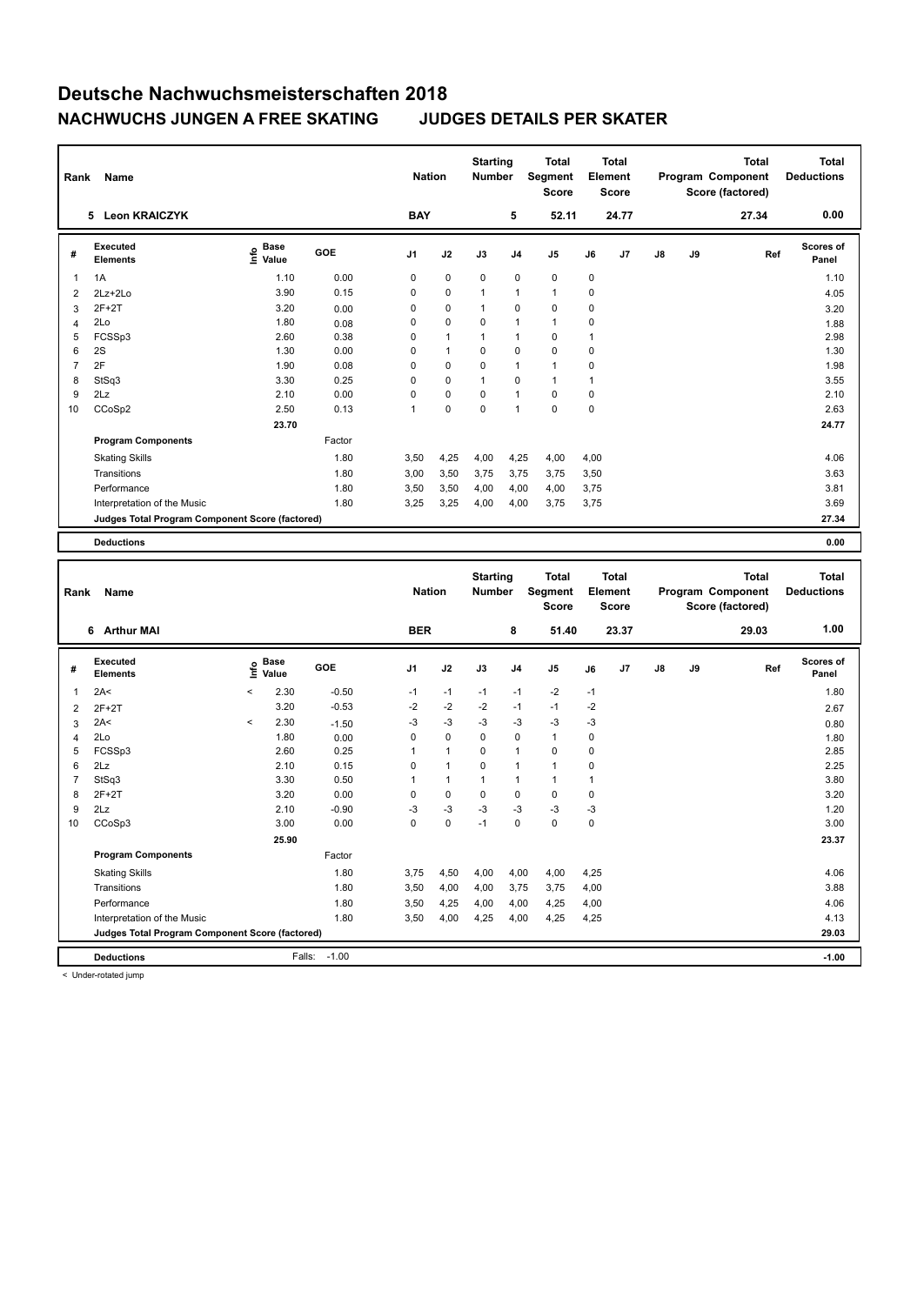# Deutsche Nachwuchsmeisterschaften 2018

## NACHWUCHS JUNGEN A FREE SKATING JUDGES DETAILS PER SKATER

| Rank | Name | Nation | Starting Number | Total Segment Score | Total Element Score | Total Program Component Score (factored) | Total Deductions |
|---|---|---|---|---|---|---|---|
| 5 | Leon KRAICZYK | BAY | 5 | 52.11 | 24.77 | 27.34 | 0.00 |

| # | Executed Elements | Info | Base Value | GOE | J1 | J2 | J3 | J4 | J5 | J6 | J7 | J8 | J9 | Ref | Scores of Panel |
|---|---|---|---|---|---|---|---|---|---|---|---|---|---|---|---|
| 1 | 1A | | 1.10 | 0.00 | 0 | 0 | 0 | 0 | 0 | 0 | | | | | 1.10 |
| 2 | 2Lz+2Lo | | 3.90 | 0.15 | 0 | 0 | 1 | 1 | 1 | 0 | | | | | 4.05 |
| 3 | 2F+2T | | 3.20 | 0.00 | 0 | 0 | 1 | 0 | 0 | 0 | | | | | 3.20 |
| 4 | 2Lo | | 1.80 | 0.08 | 0 | 0 | 0 | 1 | 1 | 0 | | | | | 1.88 |
| 5 | FCSSp3 | | 2.60 | 0.38 | 0 | 1 | 1 | 1 | 0 | 1 | | | | | 2.98 |
| 6 | 2S | | 1.30 | 0.00 | 0 | 1 | 0 | 0 | 0 | 0 | | | | | 1.30 |
| 7 | 2F | | 1.90 | 0.08 | 0 | 0 | 0 | 1 | 1 | 0 | | | | | 1.98 |
| 8 | StSq3 | | 3.30 | 0.25 | 0 | 0 | 1 | 0 | 1 | 1 | | | | | 3.55 |
| 9 | 2Lz | | 2.10 | 0.00 | 0 | 0 | 0 | 1 | 0 | 0 | | | | | 2.10 |
| 10 | CCoSp2 | | 2.50 | 0.13 | 1 | 0 | 0 | 1 | 0 | 0 | | | | | 2.63 |
| | | | 23.70 | | | | | | | | | | | | 24.77 |
| | **Program Components** | | | Factor | | | | | | | | | | | |
| | Skating Skills | | | 1.80 | 3,50 | 4,25 | 4,00 | 4,25 | 4,00 | 4,00 | | | | | 4.06 |
| | Transitions | | | 1.80 | 3,00 | 3,50 | 3,75 | 3,75 | 3,75 | 3,50 | | | | | 3.63 |
| | Performance | | | 1.80 | 3,50 | 3,50 | 4,00 | 4,00 | 4,00 | 3,75 | | | | | 3.81 |
| | Interpretation of the Music | | | 1.80 | 3,25 | 3,25 | 4,00 | 4,00 | 3,75 | 3,75 | | | | | 3.69 |
| | **Judges Total Program Component Score (factored)** | | | | | | | | | | | | | | 27.34 |
| | **Deductions** | | | | | | | | | | | | | | 0.00 |

| Rank | Name | Nation | Starting Number | Total Segment Score | Total Element Score | Total Program Component Score (factored) | Total Deductions |
|---|---|---|---|---|---|---|---|
| 6 | Arthur MAI | BER | 8 | 51.40 | 23.37 | 29.03 | 1.00 |

| # | Executed Elements | Info | Base Value | GOE | J1 | J2 | J3 | J4 | J5 | J6 | J7 | J8 | J9 | Ref | Scores of Panel |
|---|---|---|---|---|---|---|---|---|---|---|---|---|---|---|---|
| 1 | 2A< | < | 2.30 | -0.50 | -1 | -1 | -1 | -1 | -2 | -1 | | | | | 1.80 |
| 2 | 2F+2T | | 3.20 | -0.53 | -2 | -2 | -2 | -1 | -1 | -2 | | | | | 2.67 |
| 3 | 2A< | < | 2.30 | -1.50 | -3 | -3 | -3 | -3 | -3 | -3 | | | | | 0.80 |
| 4 | 2Lo | | 1.80 | 0.00 | 0 | 0 | 0 | 0 | 1 | 0 | | | | | 1.80 |
| 5 | FCSSp3 | | 2.60 | 0.25 | 1 | 1 | 0 | 1 | 0 | 0 | | | | | 2.85 |
| 6 | 2Lz | | 2.10 | 0.15 | 0 | 1 | 0 | 1 | 1 | 0 | | | | | 2.25 |
| 7 | StSq3 | | 3.30 | 0.50 | 1 | 1 | 1 | 1 | 1 | 1 | | | | | 3.80 |
| 8 | 2F+2T | | 3.20 | 0.00 | 0 | 0 | 0 | 0 | 0 | 0 | | | | | 3.20 |
| 9 | 2Lz | | 2.10 | -0.90 | -3 | -3 | -3 | -3 | -3 | -3 | | | | | 1.20 |
| 10 | CCoSp3 | | 3.00 | 0.00 | 0 | 0 | -1 | 0 | 0 | 0 | | | | | 3.00 |
| | | | 25.90 | | | | | | | | | | | | 23.37 |
| | **Program Components** | | | Factor | | | | | | | | | | | |
| | Skating Skills | | | 1.80 | 3,75 | 4,50 | 4,00 | 4,00 | 4,00 | 4,25 | | | | | 4.06 |
| | Transitions | | | 1.80 | 3,50 | 4,00 | 4,00 | 3,75 | 3,75 | 4,00 | | | | | 3.88 |
| | Performance | | | 1.80 | 3,50 | 4,25 | 4,00 | 4,00 | 4,25 | 4,00 | | | | | 4.06 |
| | Interpretation of the Music | | | 1.80 | 3,50 | 4,00 | 4,25 | 4,00 | 4,25 | 4,25 | | | | | 4.13 |
| | **Judges Total Program Component Score (factored)** | | | | | | | | | | | | | | 29.03 |
| | **Deductions** | | Falls: | -1.00 | | | | | | | | | | | -1.00 |

< Under-rotated jump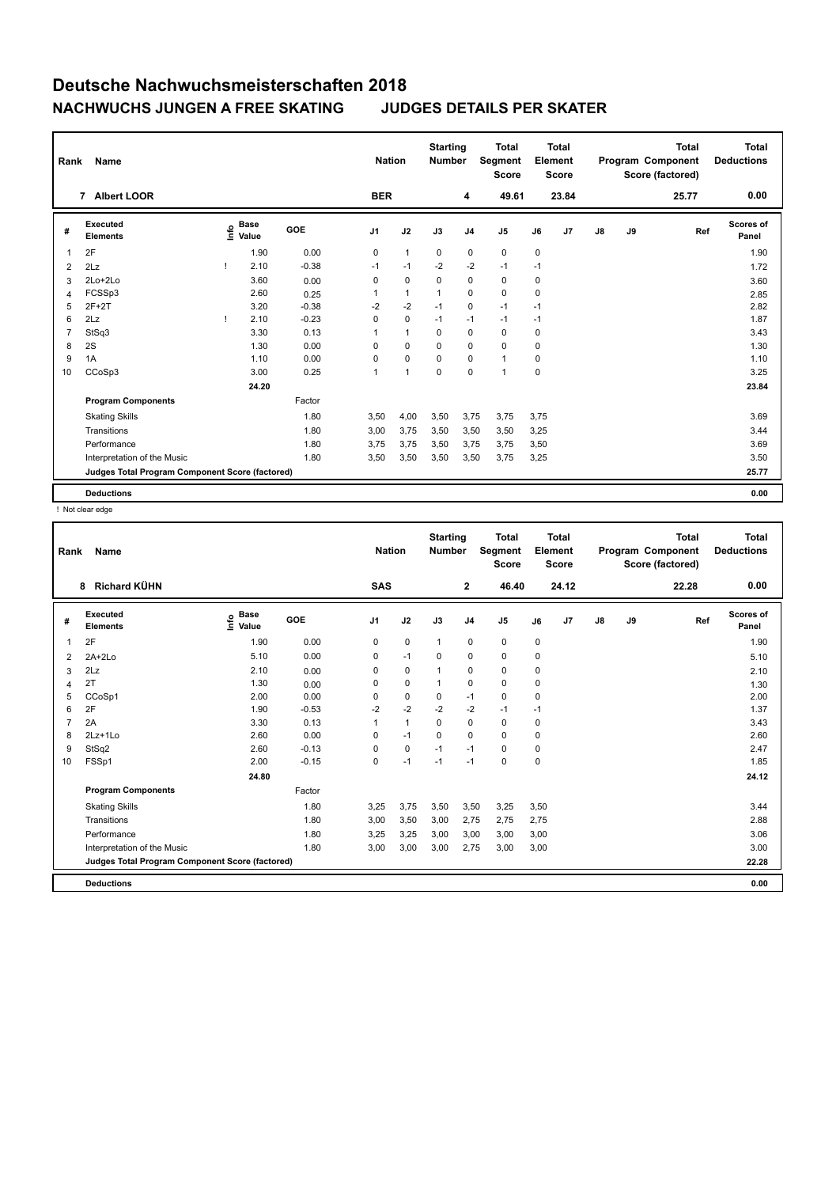# Deutsche Nachwuchsmeisterschaften 2018

## NACHWUCHS JUNGEN A FREE SKATING JUDGES DETAILS PER SKATER

| Rank | Name | Nation | Starting Number | Total Segment Score | Total Element Score | Total Program Component Score (factored) | Total Deductions |
|---|---|---|---|---|---|---|---|
| 7 | Albert LOOR | BER | 4 | 49.61 | 23.84 | 25.77 | 0.00 |

| # | Executed Elements | Info | Base Value | GOE | J1 | J2 | J3 | J4 | J5 | J6 | J7 | J8 | J9 | Ref | Scores of Panel |
|---|---|---|---|---|---|---|---|---|---|---|---|---|---|---|---|
| 1 | 2F | | 1.90 | 0.00 | 0 | 1 | 0 | 0 | 0 | 0 | | | | | 1.90 |
| 2 | 2Lz | ! | 2.10 | -0.38 | -1 | -1 | -2 | -2 | -1 | -1 | | | | | 1.72 |
| 3 | 2Lo+2Lo | | 3.60 | 0.00 | 0 | 0 | 0 | 0 | 0 | 0 | | | | | 3.60 |
| 4 | FCSSp3 | | 2.60 | 0.25 | 1 | 1 | 1 | 0 | 0 | 0 | | | | | 2.85 |
| 5 | 2F+2T | | 3.20 | -0.38 | -2 | -2 | -1 | 0 | -1 | -1 | | | | | 2.82 |
| 6 | 2Lz | ! | 2.10 | -0.23 | 0 | 0 | -1 | -1 | -1 | -1 | | | | | 1.87 |
| 7 | StSq3 | | 3.30 | 0.13 | 1 | 1 | 0 | 0 | 0 | 0 | | | | | 3.43 |
| 8 | 2S | | 1.30 | 0.00 | 0 | 0 | 0 | 0 | 0 | 0 | | | | | 1.30 |
| 9 | 1A | | 1.10 | 0.00 | 0 | 0 | 0 | 0 | 1 | 0 | | | | | 1.10 |
| 10 | CCoSp3 | | 3.00 | 0.25 | 1 | 1 | 0 | 0 | 1 | 0 | | | | | 3.25 |
| | | | 24.20 | | | | | | | | | | | | 23.84 |
| | **Program Components** | | | Factor | | | | | | | | | | | |
| | Skating Skills | | | 1.80 | 3,50 | 4,00 | 3,50 | 3,75 | 3,75 | 3,75 | | | | | 3.69 |
| | Transitions | | | 1.80 | 3,00 | 3,75 | 3,50 | 3,50 | 3,50 | 3,25 | | | | | 3.44 |
| | Performance | | | 1.80 | 3,75 | 3,75 | 3,50 | 3,75 | 3,75 | 3,50 | | | | | 3.69 |
| | Interpretation of the Music | | | 1.80 | 3,50 | 3,50 | 3,50 | 3,50 | 3,75 | 3,25 | | | | | 3.50 |
| | **Judges Total Program Component Score (factored)** | | | | | | | | | | | | | | 25.77 |
| | **Deductions** | | | | | | | | | | | | | | 0.00 |

! Not clear edge

| Rank | Name | Nation | Starting Number | Total Segment Score | Total Element Score | Total Program Component Score (factored) | Total Deductions |
|---|---|---|---|---|---|---|---|
| 8 | Richard KÜHN | SAS | 2 | 46.40 | 24.12 | 22.28 | 0.00 |

| # | Executed Elements | Info | Base Value | GOE | J1 | J2 | J3 | J4 | J5 | J6 | J7 | J8 | J9 | Ref | Scores of Panel |
|---|---|---|---|---|---|---|---|---|---|---|---|---|---|---|---|
| 1 | 2F | | 1.90 | 0.00 | 0 | 0 | 1 | 0 | 0 | 0 | | | | | 1.90 |
| 2 | 2A+2Lo | | 5.10 | 0.00 | 0 | -1 | 0 | 0 | 0 | 0 | | | | | 5.10 |
| 3 | 2Lz | | 2.10 | 0.00 | 0 | 0 | 1 | 0 | 0 | 0 | | | | | 2.10 |
| 4 | 2T | | 1.30 | 0.00 | 0 | 0 | 1 | 0 | 0 | 0 | | | | | 1.30 |
| 5 | CCoSp1 | | 2.00 | 0.00 | 0 | 0 | 0 | -1 | 0 | 0 | | | | | 2.00 |
| 6 | 2F | | 1.90 | -0.53 | -2 | -2 | -2 | -2 | -1 | -1 | | | | | 1.37 |
| 7 | 2A | | 3.30 | 0.13 | 1 | 1 | 0 | 0 | 0 | 0 | | | | | 3.43 |
| 8 | 2Lz+1Lo | | 2.60 | 0.00 | 0 | -1 | 0 | 0 | 0 | 0 | | | | | 2.60 |
| 9 | StSq2 | | 2.60 | -0.13 | 0 | 0 | -1 | -1 | 0 | 0 | | | | | 2.47 |
| 10 | FSSp1 | | 2.00 | -0.15 | 0 | -1 | -1 | -1 | 0 | 0 | | | | | 1.85 |
| | | | 24.80 | | | | | | | | | | | | 24.12 |
| | **Program Components** | | | Factor | | | | | | | | | | | |
| | Skating Skills | | | 1.80 | 3,25 | 3,75 | 3,50 | 3,50 | 3,25 | 3,50 | | | | | 3.44 |
| | Transitions | | | 1.80 | 3,00 | 3,50 | 3,00 | 2,75 | 2,75 | 2,75 | | | | | 2.88 |
| | Performance | | | 1.80 | 3,25 | 3,25 | 3,00 | 3,00 | 3,00 | 3,00 | | | | | 3.06 |
| | Interpretation of the Music | | | 1.80 | 3,00 | 3,00 | 3,00 | 2,75 | 3,00 | 3,00 | | | | | 3.00 |
| | **Judges Total Program Component Score (factored)** | | | | | | | | | | | | | | 22.28 |
| | **Deductions** | | | | | | | | | | | | | | 0.00 |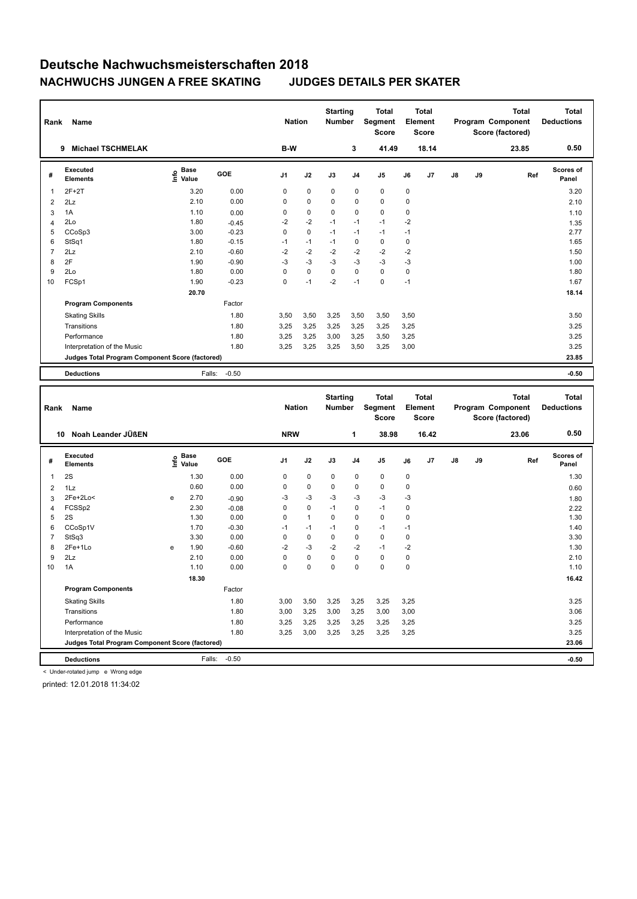# Deutsche Nachwuchsmeisterschaften 2018

## NACHWUCHS JUNGEN A FREE SKATING JUDGES DETAILS PER SKATER

| Rank | Name | Nation | Starting Number | Total Segment Score | Total Element Score | Total Program Component Score (factored) | Total Deductions |
|---|---|---|---|---|---|---|---|
| 9 | Michael TSCHMELAK | B-W | 3 | 41.49 | 18.14 | 23.85 | 0.50 |

| # | Executed Elements | Info | Base Value | GOE | J1 | J2 | J3 | J4 | J5 | J6 | J7 | J8 | J9 | Ref | Scores of Panel |
|---|---|---|---|---|---|---|---|---|---|---|---|---|---|---|---|
| 1 | 2F+2T | | 3.20 | 0.00 | 0 | 0 | 0 | 0 | 0 | 0 | | | | | 3.20 |
| 2 | 2Lz | | 2.10 | 0.00 | 0 | 0 | 0 | 0 | 0 | 0 | | | | | 2.10 |
| 3 | 1A | | 1.10 | 0.00 | 0 | 0 | 0 | 0 | 0 | 0 | | | | | 1.10 |
| 4 | 2Lo | | 1.80 | -0.45 | -2 | -2 | -1 | -1 | -1 | -2 | | | | | 1.35 |
| 5 | CCoSp3 | | 3.00 | -0.23 | 0 | 0 | -1 | -1 | -1 | -1 | | | | | 2.77 |
| 6 | StSq1 | | 1.80 | -0.15 | -1 | -1 | -1 | 0 | 0 | 0 | | | | | 1.65 |
| 7 | 2Lz | | 2.10 | -0.60 | -2 | -2 | -2 | -2 | -2 | -2 | | | | | 1.50 |
| 8 | 2F | | 1.90 | -0.90 | -3 | -3 | -3 | -3 | -3 | -3 | | | | | 1.00 |
| 9 | 2Lo | | 1.80 | 0.00 | 0 | 0 | 0 | 0 | 0 | 0 | | | | | 1.80 |
| 10 | FCSp1 | | 1.90 | -0.23 | 0 | -1 | -2 | -1 | 0 | -1 | | | | | 1.67 |
| | | | 20.70 | | | | | | | | | | | | 18.14 |
| | **Program Components** | | | Factor | | | | | | | | | | | |
| | Skating Skills | | | 1.80 | 3,50 | 3,50 | 3,25 | 3,50 | 3,50 | 3,50 | | | | | 3.50 |
| | Transitions | | | 1.80 | 3,25 | 3,25 | 3,25 | 3,25 | 3,25 | 3,25 | | | | | 3.25 |
| | Performance | | | 1.80 | 3,25 | 3,25 | 3,00 | 3,25 | 3,50 | 3,25 | | | | | 3.25 |
| | Interpretation of the Music | | | 1.80 | 3,25 | 3,25 | 3,25 | 3,50 | 3,25 | 3,00 | | | | | 3.25 |
| | **Judges Total Program Component Score (factored)** | | | | | | | | | | | | | | 23.85 |
| | **Deductions** | | Falls: | -0.50 | | | | | | | | | | | -0.50 |

| Rank | Name | Nation | Starting Number | Total Segment Score | Total Element Score | Total Program Component Score (factored) | Total Deductions |
|---|---|---|---|---|---|---|---|
| 10 | Noah Leander JÜßEN | NRW | 1 | 38.98 | 16.42 | 23.06 | 0.50 |

| # | Executed Elements | Info | Base Value | GOE | J1 | J2 | J3 | J4 | J5 | J6 | J7 | J8 | J9 | Ref | Scores of Panel |
|---|---|---|---|---|---|---|---|---|---|---|---|---|---|---|---|
| 1 | 2S | | 1.30 | 0.00 | 0 | 0 | 0 | 0 | 0 | 0 | | | | | 1.30 |
| 2 | 1Lz | | 0.60 | 0.00 | 0 | 0 | 0 | 0 | 0 | 0 | | | | | 0.60 |
| 3 | 2Fe+2Lo< | e | 2.70 | -0.90 | -3 | -3 | -3 | -3 | -3 | -3 | | | | | 1.80 |
| 4 | FCSSp2 | | 2.30 | -0.08 | 0 | 0 | -1 | 0 | -1 | 0 | | | | | 2.22 |
| 5 | 2S | | 1.30 | 0.00 | 0 | 1 | 0 | 0 | 0 | 0 | | | | | 1.30 |
| 6 | CCoSp1V | | 1.70 | -0.30 | -1 | -1 | -1 | 0 | -1 | -1 | | | | | 1.40 |
| 7 | StSq3 | | 3.30 | 0.00 | 0 | 0 | 0 | 0 | 0 | 0 | | | | | 3.30 |
| 8 | 2Fe+1Lo | e | 1.90 | -0.60 | -2 | -3 | -2 | -2 | -1 | -2 | | | | | 1.30 |
| 9 | 2Lz | | 2.10 | 0.00 | 0 | 0 | 0 | 0 | 0 | 0 | | | | | 2.10 |
| 10 | 1A | | 1.10 | 0.00 | 0 | 0 | 0 | 0 | 0 | 0 | | | | | 1.10 |
| | | | 18.30 | | | | | | | | | | | | 16.42 |
| | **Program Components** | | | Factor | | | | | | | | | | | |
| | Skating Skills | | | 1.80 | 3,00 | 3,50 | 3,25 | 3,25 | 3,25 | 3,25 | | | | | 3.25 |
| | Transitions | | | 1.80 | 3,00 | 3,25 | 3,00 | 3,25 | 3,00 | 3,00 | | | | | 3.06 |
| | Performance | | | 1.80 | 3,25 | 3,25 | 3,25 | 3,25 | 3,25 | 3,25 | | | | | 3.25 |
| | Interpretation of the Music | | | 1.80 | 3,25 | 3,00 | 3,25 | 3,25 | 3,25 | 3,25 | | | | | 3.25 |
| | **Judges Total Program Component Score (factored)** | | | | | | | | | | | | | | 23.06 |
| | **Deductions** | | Falls: | -0.50 | | | | | | | | | | | -0.50 |

< Under-rotated jump e Wrong edge

printed: 12.01.2018 11:34:02